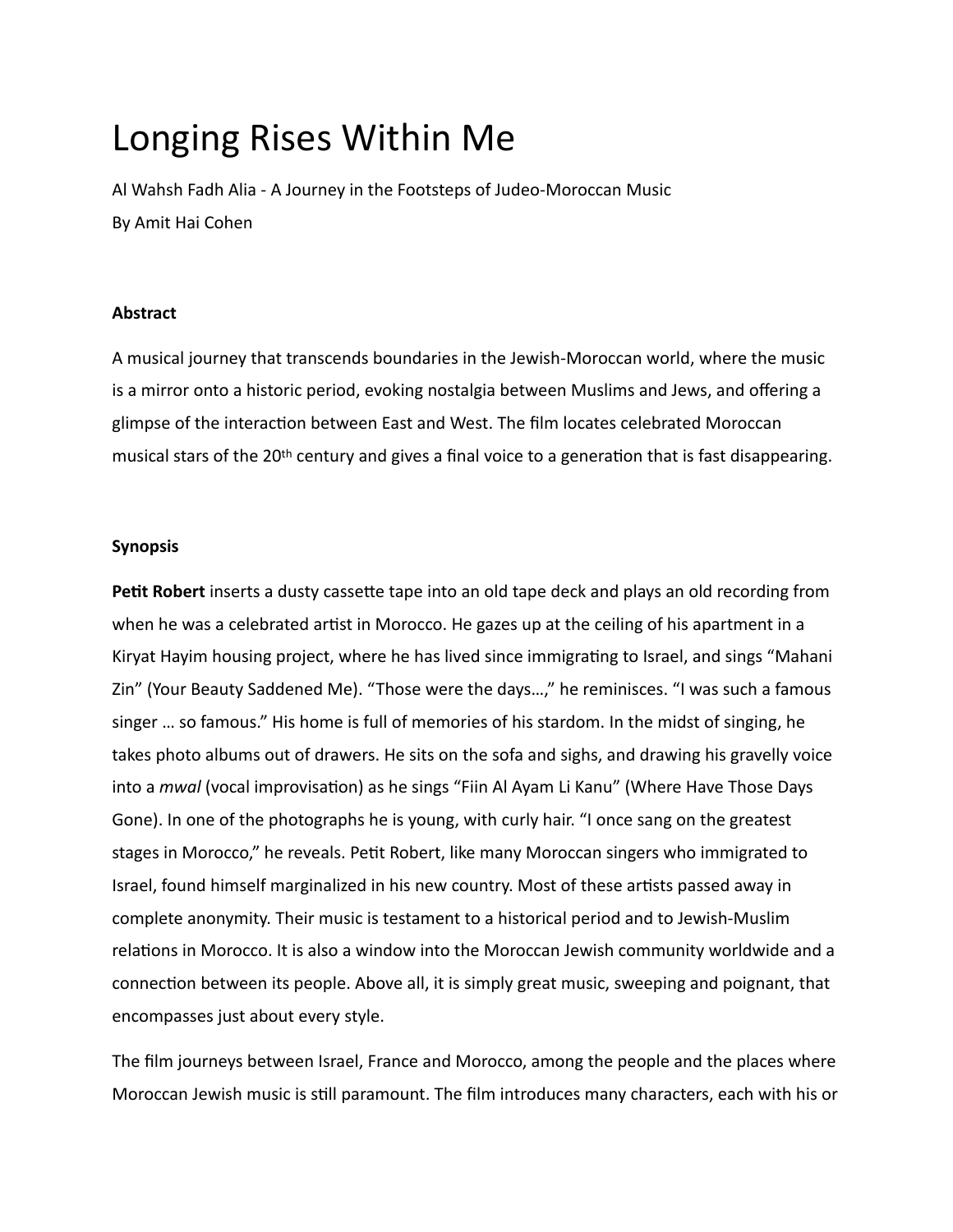# Longing Rises Within Me

Al Wahsh Fadh Alia - A Journey in the Footsteps of Judeo-Moroccan Music

By Amit Hai Cohen

**Abstract**

A musical journey that transcends boundaries in the Jewish-Moroccan world, where the music is a mirror onto a historic period, evoking nostalgia between Muslims and Jews, and offering a glimpse of the interaction between East and West. The film locates celebrated Moroccan musical stars of the 20th century and gives a final voice to a generation that is fast disappearing.

**Synopsis**

**Petit Robert** inserts a dusty cassette tape into an old tape deck and plays an old recording from when he was a celebrated artist in Morocco. He gazes up at the ceiling of his apartment in a Kiryat Hayim housing project, where he has lived since immigrating to Israel, and sings "Mahani Zin" (Your Beauty Saddened Me). "Those were the days…," he reminisces. "I was such a famous singer … so famous." His home is full of memories of his stardom. In the midst of singing, he takes photo albums out of drawers. He sits on the sofa and sighs, and drawing his gravelly voice into a *mwal* (vocal improvisation) as he sings "Fiin Al Ayam Li Kanu" (Where Have Those Days Gone). In one of the photographs he is young, with curly hair. "I once sang on the greatest stages in Morocco," he reveals. Petit Robert, like many Moroccan singers who immigrated to Israel, found himself marginalized in his new country. Most of these artists passed away in complete anonymity. Their music is testament to a historical period and to Jewish-Muslim relations in Morocco. It is also a window into the Moroccan Jewish community worldwide and a connection between its people. Above all, it is simply great music, sweeping and poignant, that encompasses just about every style.

The film journeys between Israel, France and Morocco, among the people and the places where Moroccan Jewish music is still paramount. The film introduces many characters, each with his or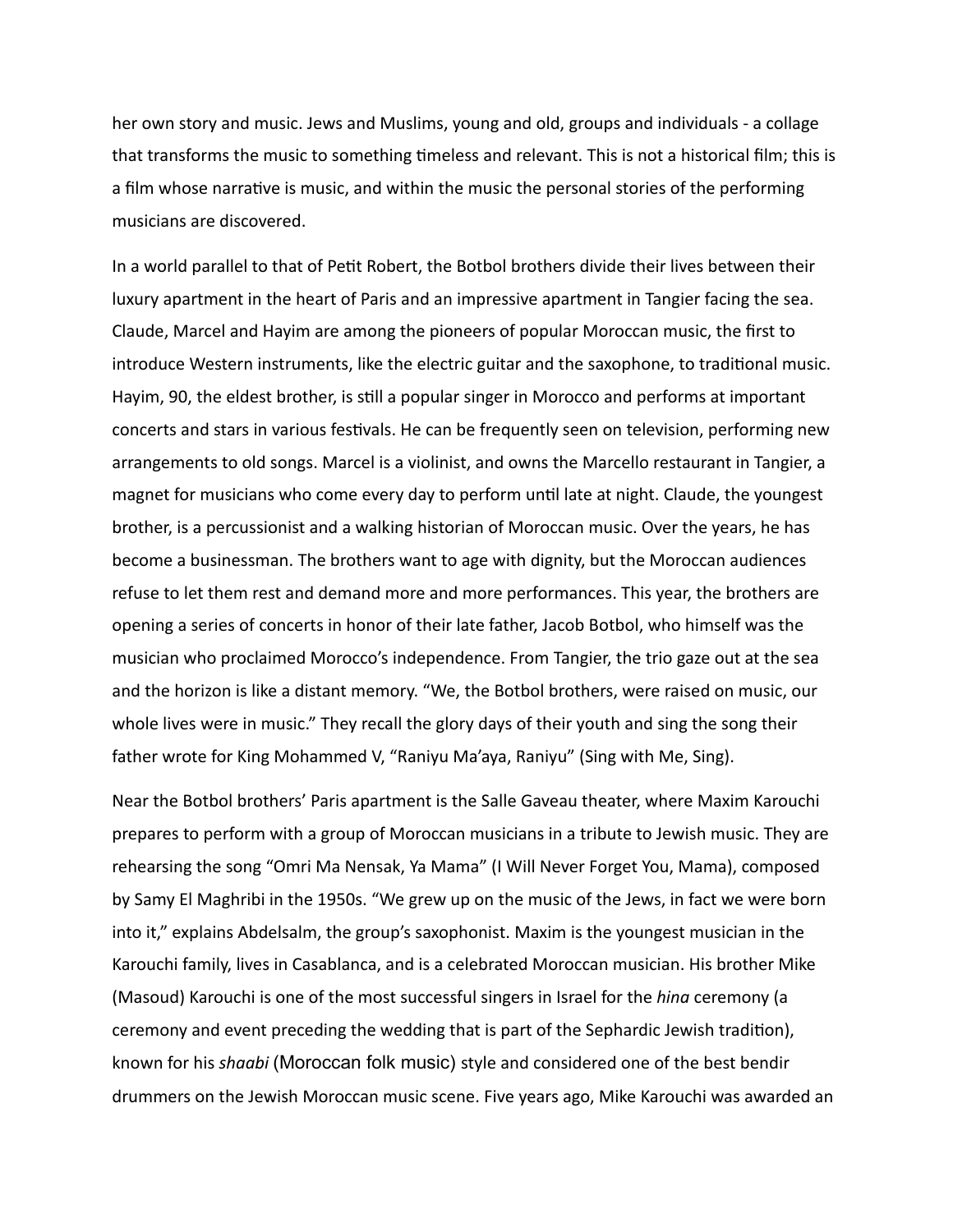her own story and music. Jews and Muslims, young and old, groups and individuals - a collage that transforms the music to something timeless and relevant. This is not a historical film; this is a film whose narrative is music, and within the music the personal stories of the performing musicians are discovered.

In a world parallel to that of Petit Robert, the Botbol brothers divide their lives between their luxury apartment in the heart of Paris and an impressive apartment in Tangier facing the sea. Claude, Marcel and Hayim are among the pioneers of popular Moroccan music, the first to introduce Western instruments, like the electric guitar and the saxophone, to traditional music. Hayim, 90, the eldest brother, is still a popular singer in Morocco and performs at important concerts and stars in various festivals. He can be frequently seen on television, performing new arrangements to old songs. Marcel is a violinist, and owns the Marcello restaurant in Tangier, a magnet for musicians who come every day to perform until late at night. Claude, the youngest brother, is a percussionist and a walking historian of Moroccan music. Over the years, he has become a businessman. The brothers want to age with dignity, but the Moroccan audiences refuse to let them rest and demand more and more performances. This year, the brothers are opening a series of concerts in honor of their late father, Jacob Botbol, who himself was the musician who proclaimed Morocco's independence. From Tangier, the trio gaze out at the sea and the horizon is like a distant memory. "We, the Botbol brothers, were raised on music, our whole lives were in music." They recall the glory days of their youth and sing the song their father wrote for King Mohammed V, "Raniyu Ma'aya, Raniyu" (Sing with Me, Sing).

Near the Botbol brothers' Paris apartment is the Salle Gaveau theater, where Maxim Karouchi prepares to perform with a group of Moroccan musicians in a tribute to Jewish music. They are rehearsing the song "Omri Ma Nensak, Ya Mama" (I Will Never Forget You, Mama), composed by Samy El Maghribi in the 1950s. "We grew up on the music of the Jews, in fact we were born into it," explains Abdelsalm, the group's saxophonist. Maxim is the youngest musician in the Karouchi family, lives in Casablanca, and is a celebrated Moroccan musician. His brother Mike (Masoud) Karouchi is one of the most successful singers in Israel for the *hina* ceremony (a ceremony and event preceding the wedding that is part of the Sephardic Jewish tradition), known for his *shaabi* (Moroccan folk music) style and considered one of the best bendir drummers on the Jewish Moroccan music scene. Five years ago, Mike Karouchi was awarded an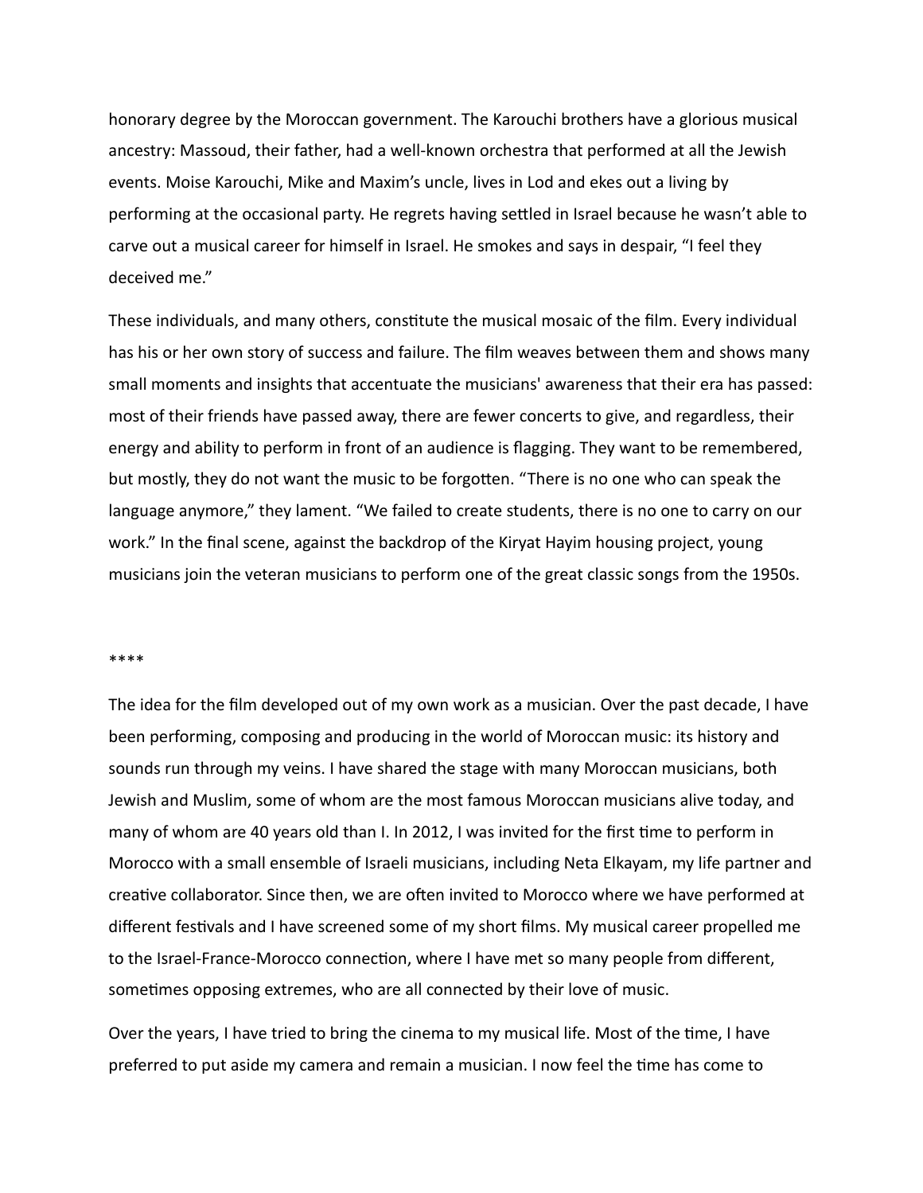honorary degree by the Moroccan government. The Karouchi brothers have a glorious musical ancestry: Massoud, their father, had a well-known orchestra that performed at all the Jewish events. Moise Karouchi, Mike and Maxim's uncle, lives in Lod and ekes out a living by performing at the occasional party. He regrets having settled in Israel because he wasn't able to carve out a musical career for himself in Israel. He smokes and says in despair, "I feel they deceived me."

These individuals, and many others, constitute the musical mosaic of the film. Every individual has his or her own story of success and failure. The film weaves between them and shows many small moments and insights that accentuate the musicians' awareness that their era has passed: most of their friends have passed away, there are fewer concerts to give, and regardless, their energy and ability to perform in front of an audience is flagging. They want to be remembered, but mostly, they do not want the music to be forgotten. "There is no one who can speak the language anymore," they lament. "We failed to create students, there is no one to carry on our work." In the final scene, against the backdrop of the Kiryat Hayim housing project, young musicians join the veteran musicians to perform one of the great classic songs from the 1950s.

****

The idea for the film developed out of my own work as a musician. Over the past decade, I have been performing, composing and producing in the world of Moroccan music: its history and sounds run through my veins. I have shared the stage with many Moroccan musicians, both Jewish and Muslim, some of whom are the most famous Moroccan musicians alive today, and many of whom are 40 years old than I. In 2012, I was invited for the first time to perform in Morocco with a small ensemble of Israeli musicians, including Neta Elkayam, my life partner and creative collaborator. Since then, we are often invited to Morocco where we have performed at different festivals and I have screened some of my short films. My musical career propelled me to the Israel-France-Morocco connection, where I have met so many people from different, sometimes opposing extremes, who are all connected by their love of music.

Over the years, I have tried to bring the cinema to my musical life. Most of the time, I have preferred to put aside my camera and remain a musician. I now feel the time has come to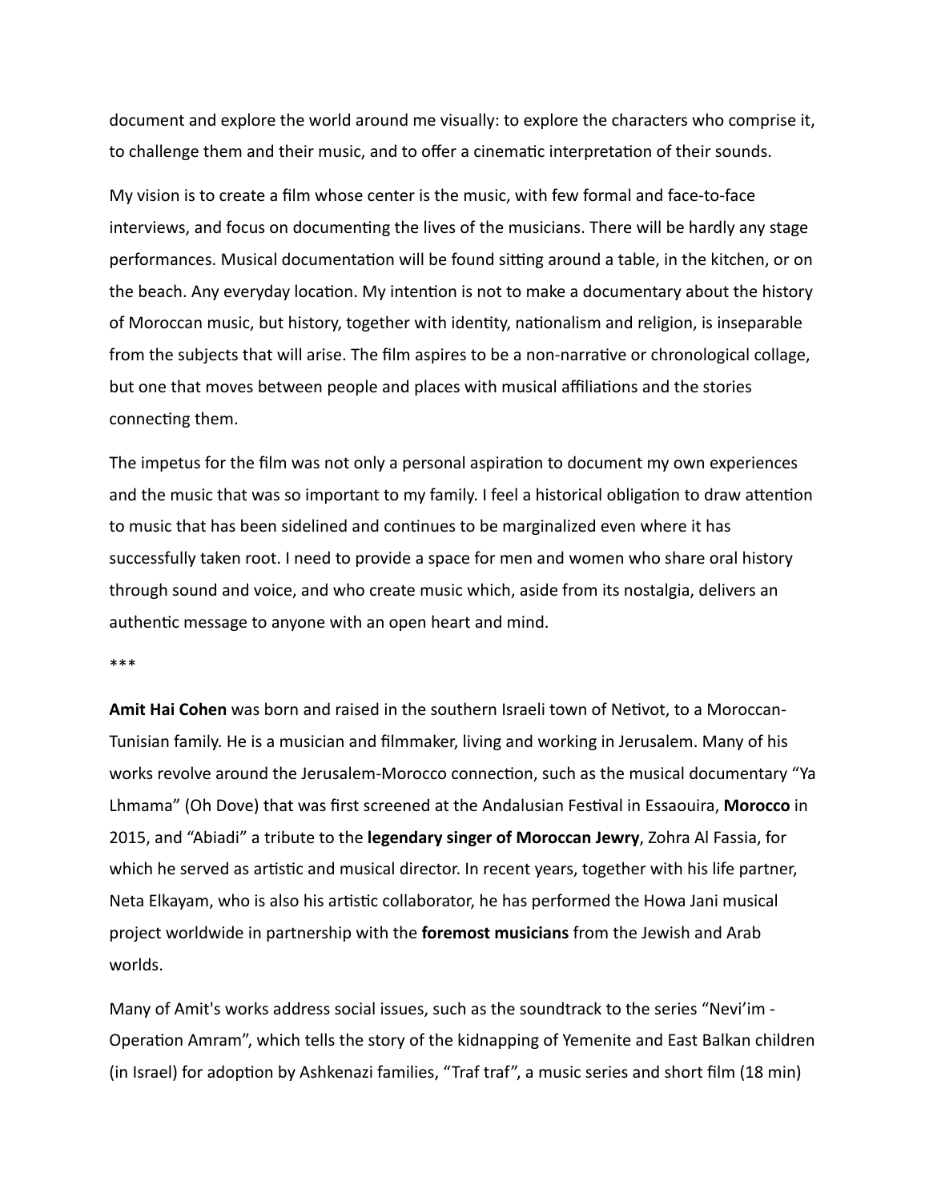document and explore the world around me visually: to explore the characters who comprise it, to challenge them and their music, and to offer a cinematic interpretation of their sounds.

My vision is to create a film whose center is the music, with few formal and face-to-face interviews, and focus on documenting the lives of the musicians. There will be hardly any stage performances. Musical documentation will be found sitting around a table, in the kitchen, or on the beach. Any everyday location. My intention is not to make a documentary about the history of Moroccan music, but history, together with identity, nationalism and religion, is inseparable from the subjects that will arise. The film aspires to be a non-narrative or chronological collage, but one that moves between people and places with musical affiliations and the stories connecting them.

The impetus for the film was not only a personal aspiration to document my own experiences and the music that was so important to my family. I feel a historical obligation to draw attention to music that has been sidelined and continues to be marginalized even where it has successfully taken root. I need to provide a space for men and women who share oral history through sound and voice, and who create music which, aside from its nostalgia, delivers an authentic message to anyone with an open heart and mind.

***

**Amit Hai Cohen** was born and raised in the southern Israeli town of Netivot, to a Moroccan-Tunisian family. He is a musician and filmmaker, living and working in Jerusalem. Many of his works revolve around the Jerusalem-Morocco connection, such as the musical documentary "Ya Lhmama" (Oh Dove) that was first screened at the Andalusian Festival in Essaouira, **Morocco** in 2015, and "Abiadi" a tribute to the **legendary singer of Moroccan Jewry**, Zohra Al Fassia, for which he served as artistic and musical director. In recent years, together with his life partner, Neta Elkayam, who is also his artistic collaborator, he has performed the Howa Jani musical project worldwide in partnership with the **foremost musicians** from the Jewish and Arab worlds.

Many of Amit's works address social issues, such as the soundtrack to the series "Nevi'im - Operation Amram", which tells the story of the kidnapping of Yemenite and East Balkan children (in Israel) for adoption by Ashkenazi families, "Traf traf", a music series and short film (18 min)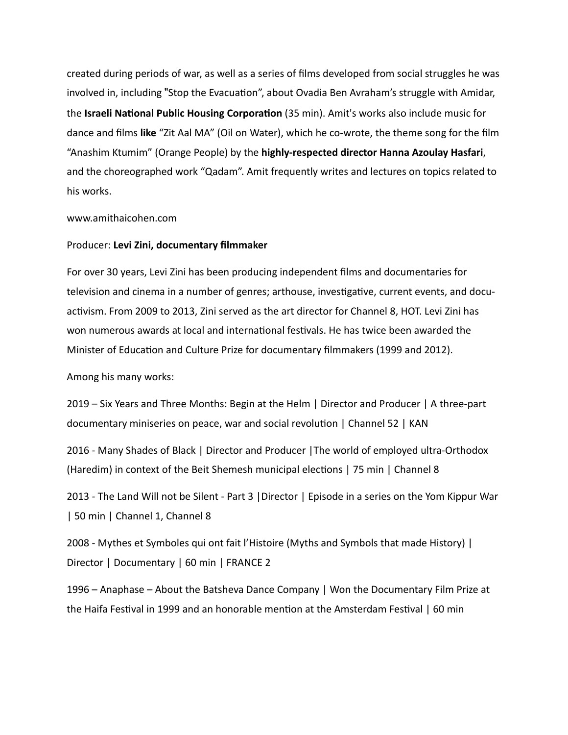created during periods of war, as well as a series of films developed from social struggles he was involved in, including "Stop the Evacuation", about Ovadia Ben Avraham's struggle with Amidar, the **Israeli National Public Housing Corporation** (35 min). Amit's works also include music for dance and films **like** "Zit Aal MA" (Oil on Water), which he co-wrote, the theme song for the film "Anashim Ktumim" (Orange People) by the **highly-respected director Hanna Azoulay Hasfari**, and the choreographed work "Qadam". Amit frequently writes and lectures on topics related to his works.

www.amithaicohen.com

Producer: **Levi Zini, documentary filmmaker**

For over 30 years, Levi Zini has been producing independent films and documentaries for television and cinema in a number of genres; arthouse, investigative, current events, and docu-activism. From 2009 to 2013, Zini served as the art director for Channel 8, HOT. Levi Zini has won numerous awards at local and international festivals. He has twice been awarded the Minister of Education and Culture Prize for documentary filmmakers (1999 and 2012).

Among his many works:

2019 – Six Years and Three Months: Begin at the Helm | Director and Producer | A three-part documentary miniseries on peace, war and social revolution | Channel 52 | KAN

2016 - Many Shades of Black | Director and Producer |The world of employed ultra-Orthodox (Haredim) in context of the Beit Shemesh municipal elections | 75 min | Channel 8

2013 - The Land Will not be Silent - Part 3 |Director | Episode in a series on the Yom Kippur War | 50 min | Channel 1, Channel 8

2008 - Mythes et Symboles qui ont fait l'Histoire (Myths and Symbols that made History) | Director | Documentary | 60 min | FRANCE 2

1996 – Anaphase – About the Batsheva Dance Company | Won the Documentary Film Prize at the Haifa Festival in 1999 and an honorable mention at the Amsterdam Festival | 60 min